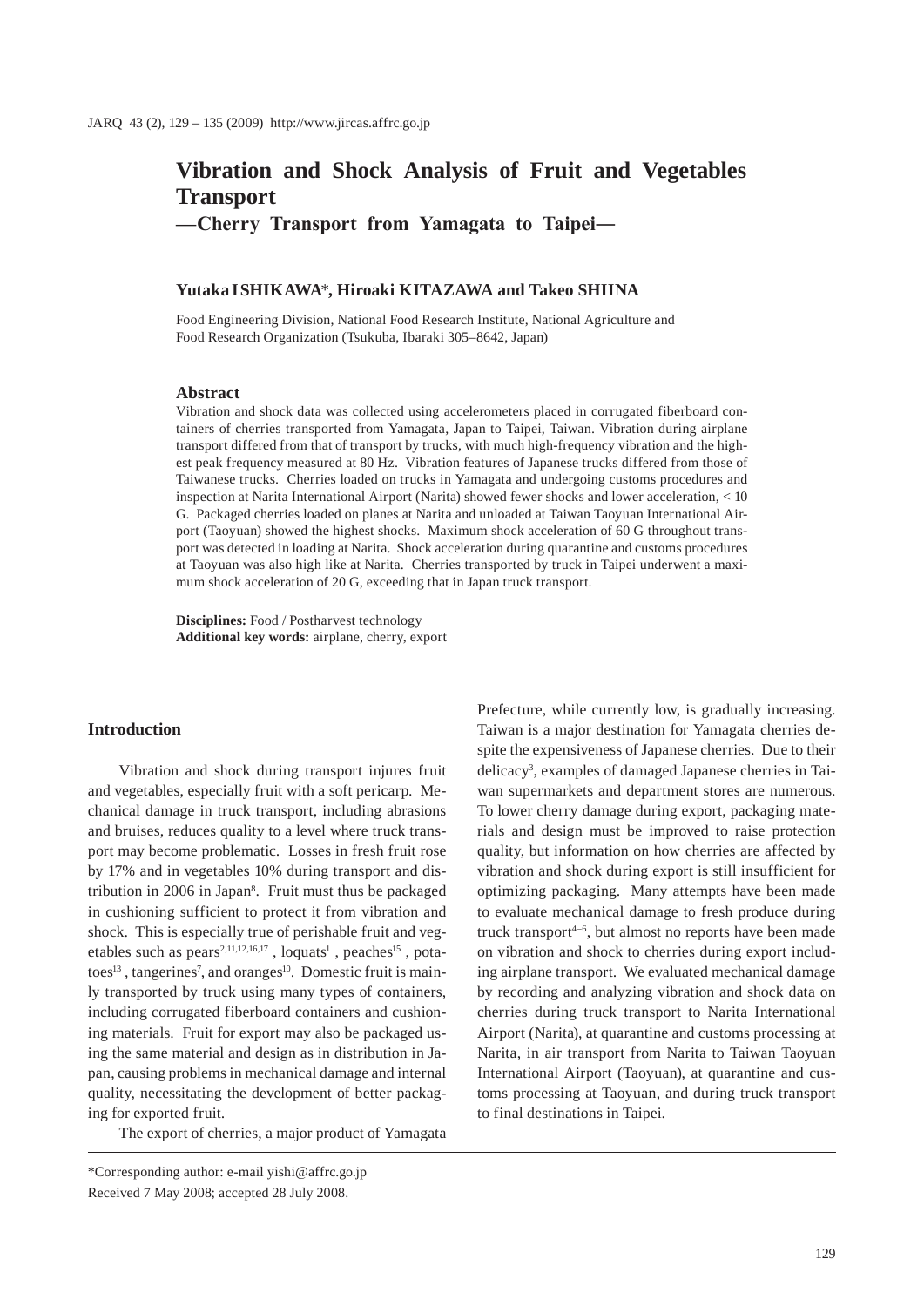# Vibration and Shock Analysis of Fruit and Vegetables Transport

## —Cherry Transport from Yamagata to Taipei—

**Yutaka ISHIKAWA*, Hiroaki KITAZAWA and Takeo SHIINA**

Food Engineering Division, National Food Research Institute, National Agriculture and Food Research Organization (Tsukuba, Ibaraki 305–8642, Japan)

### Abstract

Vibration and shock data was collected using accelerometers placed in corrugated fiberboard containers of cherries transported from Yamagata, Japan to Taipei, Taiwan. Vibration during airplane transport differed from that of transport by trucks, with much high-frequency vibration and the highest peak frequency measured at 80 Hz. Vibration features of Japanese trucks differed from those of Taiwanese trucks. Cherries loaded on trucks in Yamagata and undergoing customs procedures and inspection at Narita International Airport (Narita) showed fewer shocks and lower acceleration, < 10 G. Packaged cherries loaded on planes at Narita and unloaded at Taiwan Taoyuan International Airport (Taoyuan) showed the highest shocks. Maximum shock acceleration of 60 G throughout transport was detected in loading at Narita. Shock acceleration during quarantine and customs procedures at Taoyuan was also high like at Narita. Cherries transported by truck in Taipei underwent a maximum shock acceleration of 20 G, exceeding that in Japan truck transport.

**Disciplines:** Food / Postharvest technology
**Additional key words:** airplane, cherry, export

## Introduction

Vibration and shock during transport injures fruit and vegetables, especially fruit with a soft pericarp. Mechanical damage in truck transport, including abrasions and bruises, reduces quality to a level where truck transport may become problematic. Losses in fresh fruit rose by 17% and in vegetables 10% during transport and distribution in 2006 in Japan[8]. Fruit must thus be packaged in cushioning sufficient to protect it from vibration and shock. This is especially true of perishable fruit and vegetables such as pears[2,11,12,16,17], loquats[1], peaches[15], potatoes[13], tangerines[7], and oranges[10]. Domestic fruit is mainly transported by truck using many types of containers, including corrugated fiberboard containers and cushioning materials. Fruit for export may also be packaged using the same material and design as in distribution in Japan, causing problems in mechanical damage and internal quality, necessitating the development of better packaging for exported fruit.

The export of cherries, a major product of Yamagata Prefecture, while currently low, is gradually increasing. Taiwan is a major destination for Yamagata cherries despite the expensiveness of Japanese cherries. Due to their delicacy[3], examples of damaged Japanese cherries in Taiwan supermarkets and department stores are numerous. To lower cherry damage during export, packaging materials and design must be improved to raise protection quality, but information on how cherries are affected by vibration and shock during export is still insufficient for optimizing packaging. Many attempts have been made to evaluate mechanical damage to fresh produce during truck transport[4–6], but almost no reports have been made on vibration and shock to cherries during export including airplane transport. We evaluated mechanical damage by recording and analyzing vibration and shock data on cherries during truck transport to Narita International Airport (Narita), at quarantine and customs processing at Narita, in air transport from Narita to Taiwan Taoyuan International Airport (Taoyuan), at quarantine and customs processing at Taoyuan, and during truck transport to final destinations in Taipei.

*Corresponding author: e-mail yishi@affrc.go.jp
Received 7 May 2008; accepted 28 July 2008.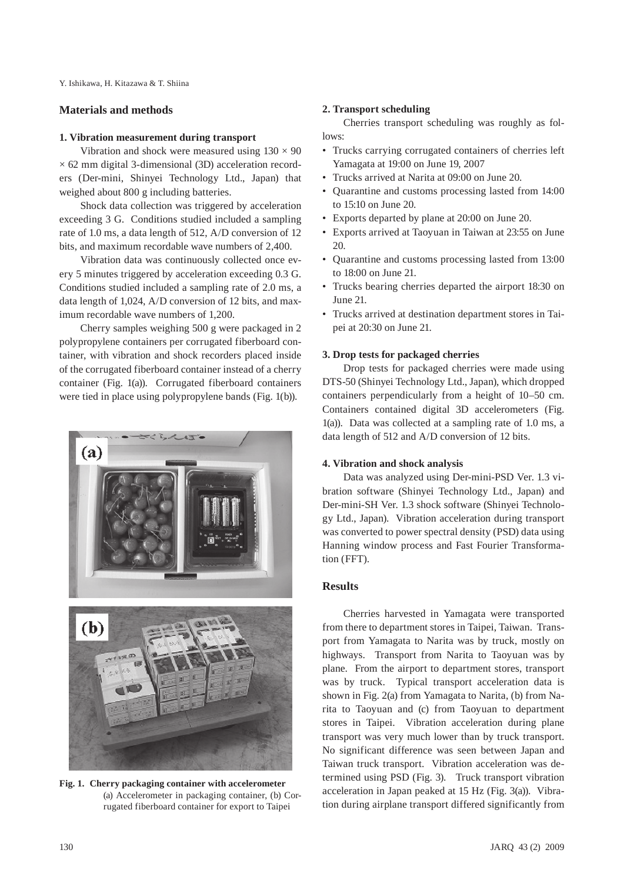## Materials and methods

### 1. Vibration measurement during transport

Vibration and shock were measured using 130 × 90 × 62 mm digital 3-dimensional (3D) acceleration recorders (Der-mini, Shinyei Technology Ltd., Japan) that weighed about 800 g including batteries.

Shock data collection was triggered by acceleration exceeding 3 G. Conditions studied included a sampling rate of 1.0 ms, a data length of 512, A/D conversion of 12 bits, and maximum recordable wave numbers of 2,400.

Vibration data was continuously collected once every 5 minutes triggered by acceleration exceeding 0.3 G. Conditions studied included a sampling rate of 2.0 ms, a data length of 1,024, A/D conversion of 12 bits, and maximum recordable wave numbers of 1,200.

Cherry samples weighing 500 g were packaged in 2 polypropylene containers per corrugated fiberboard container, with vibration and shock recorders placed inside of the corrugated fiberboard container instead of a cherry container (Fig. 1(a)). Corrugated fiberboard containers were tied in place using polypropylene bands (Fig. 1(b)).

**Fig. 1. Cherry packaging container with accelerometer**
(a) Accelerometer in packaging container, (b) Corrugated fiberboard container for export to Taipei

### 2. Transport scheduling

Cherries transport scheduling was roughly as follows:

- Trucks carrying corrugated containers of cherries left Yamagata at 19:00 on June 19, 2007
- Trucks arrived at Narita at 09:00 on June 20.
- Quarantine and customs processing lasted from 14:00 to 15:10 on June 20.
- Exports departed by plane at 20:00 on June 20.
- Exports arrived at Taoyuan in Taiwan at 23:55 on June 20.
- Quarantine and customs processing lasted from 13:00 to 18:00 on June 21.
- Trucks bearing cherries departed the airport 18:30 on June 21.
- Trucks arrived at destination department stores in Taipei at 20:30 on June 21.

### 3. Drop tests for packaged cherries

Drop tests for packaged cherries were made using DTS-50 (Shinyei Technology Ltd., Japan), which dropped containers perpendicularly from a height of 10–50 cm. Containers contained digital 3D accelerometers (Fig. 1(a)). Data was collected at a sampling rate of 1.0 ms, a data length of 512 and A/D conversion of 12 bits.

### 4. Vibration and shock analysis

Data was analyzed using Der-mini-PSD Ver. 1.3 vibration software (Shinyei Technology Ltd., Japan) and Der-mini-SH Ver. 1.3 shock software (Shinyei Technology Ltd., Japan). Vibration acceleration during transport was converted to power spectral density (PSD) data using Hanning window process and Fast Fourier Transformation (FFT).

## Results

Cherries harvested in Yamagata were transported from there to department stores in Taipei, Taiwan. Transport from Yamagata to Narita was by truck, mostly on highways. Transport from Narita to Taoyuan was by plane. From the airport to department stores, transport was by truck. Typical transport acceleration data is shown in Fig. 2(a) from Yamagata to Narita, (b) from Narita to Taoyuan and (c) from Taoyuan to department stores in Taipei. Vibration acceleration during plane transport was very much lower than by truck transport. No significant difference was seen between Japan and Taiwan truck transport. Vibration acceleration was determined using PSD (Fig. 3). Truck transport vibration acceleration in Japan peaked at 15 Hz (Fig. 3(a)). Vibration during airplane transport differed significantly from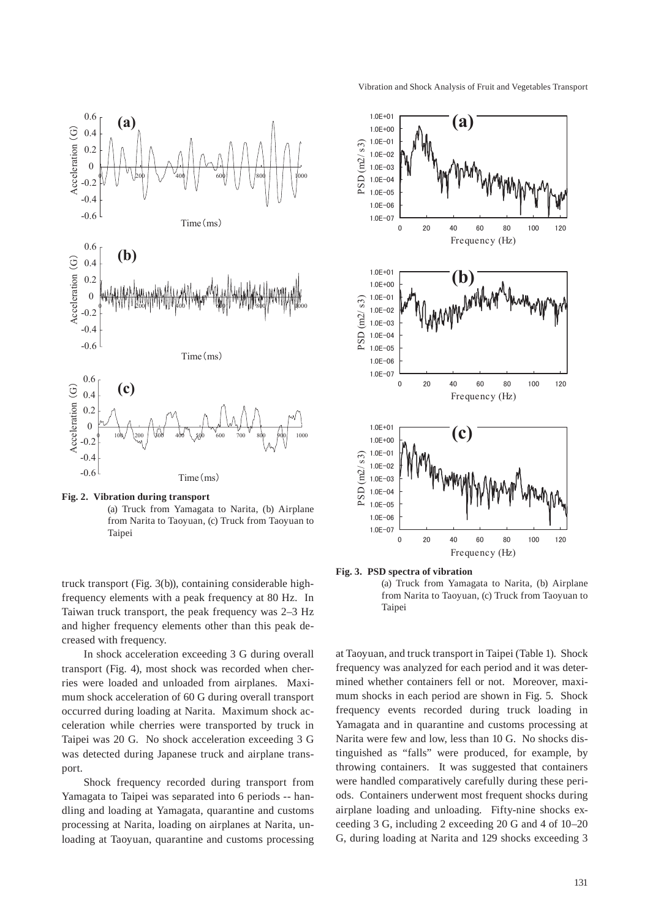Fig. 2. Vibration during transport

(a) Truck from Yamagata to Narita, (b) Airplane from Narita to Taoyuan, (c) Truck from Taoyuan to Taipei

truck transport (Fig. 3(b)), containing considerable high-frequency elements with a peak frequency at 80 Hz. In Taiwan truck transport, the peak frequency was 2–3 Hz and higher frequency elements other than this peak decreased with frequency.

In shock acceleration exceeding 3 G during overall transport (Fig. 4), most shock was recorded when cherries were loaded and unloaded from airplanes. Maximum shock acceleration of 60 G during overall transport occurred during loading at Narita. Maximum shock acceleration while cherries were transported by truck in Taipei was 20 G. No shock acceleration exceeding 3 G was detected during Japanese truck and airplane transport.

Shock frequency recorded during transport from Yamagata to Taipei was separated into 6 periods -- handling and loading at Yamagata, quarantine and customs processing at Narita, loading on airplanes at Narita, unloading at Taoyuan, quarantine and customs processing at Taoyuan, and truck transport in Taipei (Table 1). Shock frequency was analyzed for each period and it was determined whether containers fell or not. Moreover, maximum shocks in each period are shown in Fig. 5. Shock frequency events recorded during truck loading in Yamagata and in quarantine and customs processing at Narita were few and low, less than 10 G. No shocks distinguished as "falls" were produced, for example, by throwing containers. It was suggested that containers were handled comparatively carefully during these periods. Containers underwent most frequent shocks during airplane loading and unloading. Fifty-nine shocks exceeding 3 G, including 2 exceeding 20 G and 4 of 10–20 G, during loading at Narita and 129 shocks exceeding 3

Fig. 3. PSD spectra of vibration

(a) Truck from Yamagata to Narita, (b) Airplane from Narita to Taoyuan, (c) Truck from Taoyuan to Taipei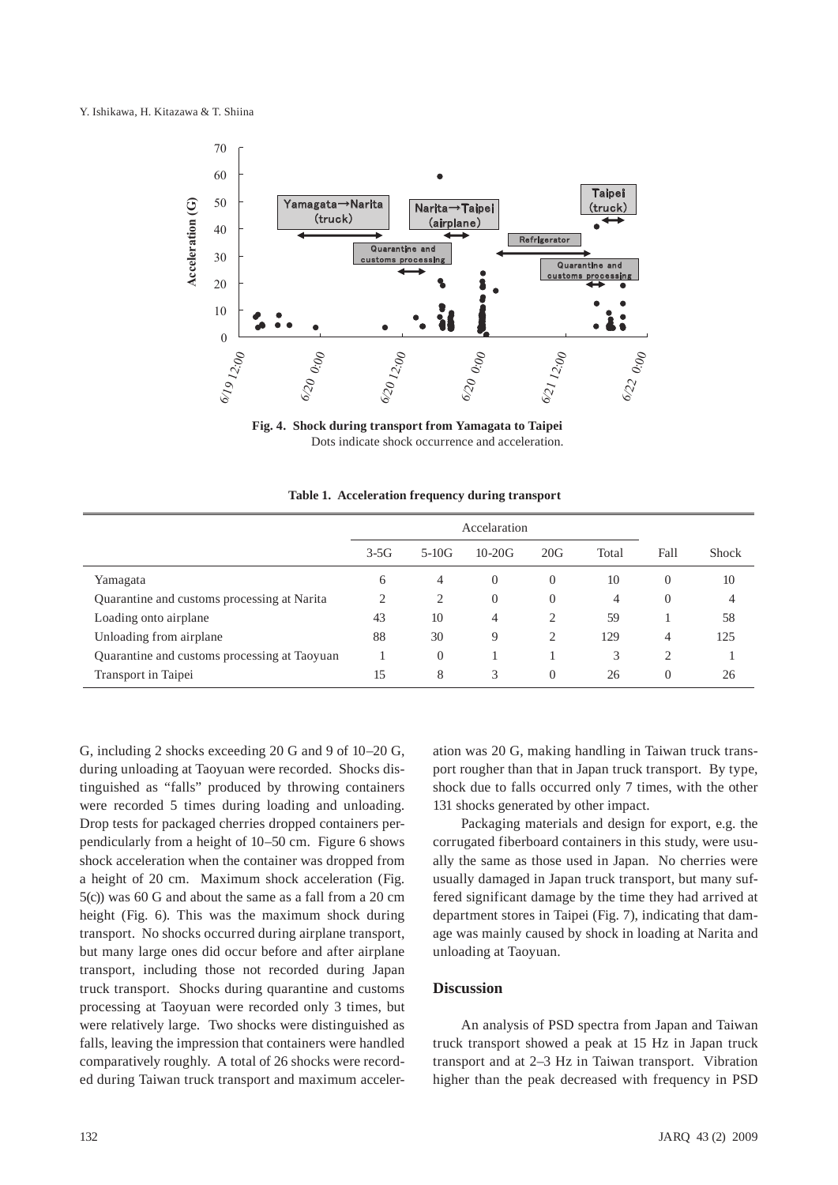**Fig. 4. Shock during transport from Yamagata to Taipei**
Dots indicate shock occurrence and acceleration.

**Table 1. Acceleration frequency during transport**

| | Accelaration | | | | | | |
|---|---|---|---|---|---|---|---|
| | 3-5G | 5-10G | 10-20G | 20G | Total | Fall | Shock |
| Yamagata | 6 | 4 | 0 | 0 | 10 | 0 | 10 |
| Quarantine and customs processing at Narita | 2 | 2 | 0 | 0 | 4 | 0 | 4 |
| Loading onto airplane | 43 | 10 | 4 | 2 | 59 | 1 | 58 |
| Unloading from airplane | 88 | 30 | 9 | 2 | 129 | 4 | 125 |
| Quarantine and customs processing at Taoyuan | 1 | 0 | 1 | 1 | 3 | 2 | 1 |
| Transport in Taipei | 15 | 8 | 3 | 0 | 26 | 0 | 26 |

G, including 2 shocks exceeding 20 G and 9 of 10–20 G, during unloading at Taoyuan were recorded. Shocks distinguished as "falls" produced by throwing containers were recorded 5 times during loading and unloading. Drop tests for packaged cherries dropped containers perpendicularly from a height of 10–50 cm. Figure 6 shows shock acceleration when the container was dropped from a height of 20 cm. Maximum shock acceleration (Fig. 5(c)) was 60 G and about the same as a fall from a 20 cm height (Fig. 6). This was the maximum shock during transport. No shocks occurred during airplane transport, but many large ones did occur before and after airplane transport, including those not recorded during Japan truck transport. Shocks during quarantine and customs processing at Taoyuan were recorded only 3 times, but were relatively large. Two shocks were distinguished as falls, leaving the impression that containers were handled comparatively roughly. A total of 26 shocks were recorded during Taiwan truck transport and maximum acceleration was 20 G, making handling in Taiwan truck transport rougher than that in Japan truck transport. By type, shock due to falls occurred only 7 times, with the other 131 shocks generated by other impact.

Packaging materials and design for export, e.g. the corrugated fiberboard containers in this study, were usually the same as those used in Japan. No cherries were usually damaged in Japan truck transport, but many suffered significant damage by the time they had arrived at department stores in Taipei (Fig. 7), indicating that damage was mainly caused by shock in loading at Narita and unloading at Taoyuan.

## Discussion

An analysis of PSD spectra from Japan and Taiwan truck transport showed a peak at 15 Hz in Japan truck transport and at 2–3 Hz in Taiwan transport. Vibration higher than the peak decreased with frequency in PSD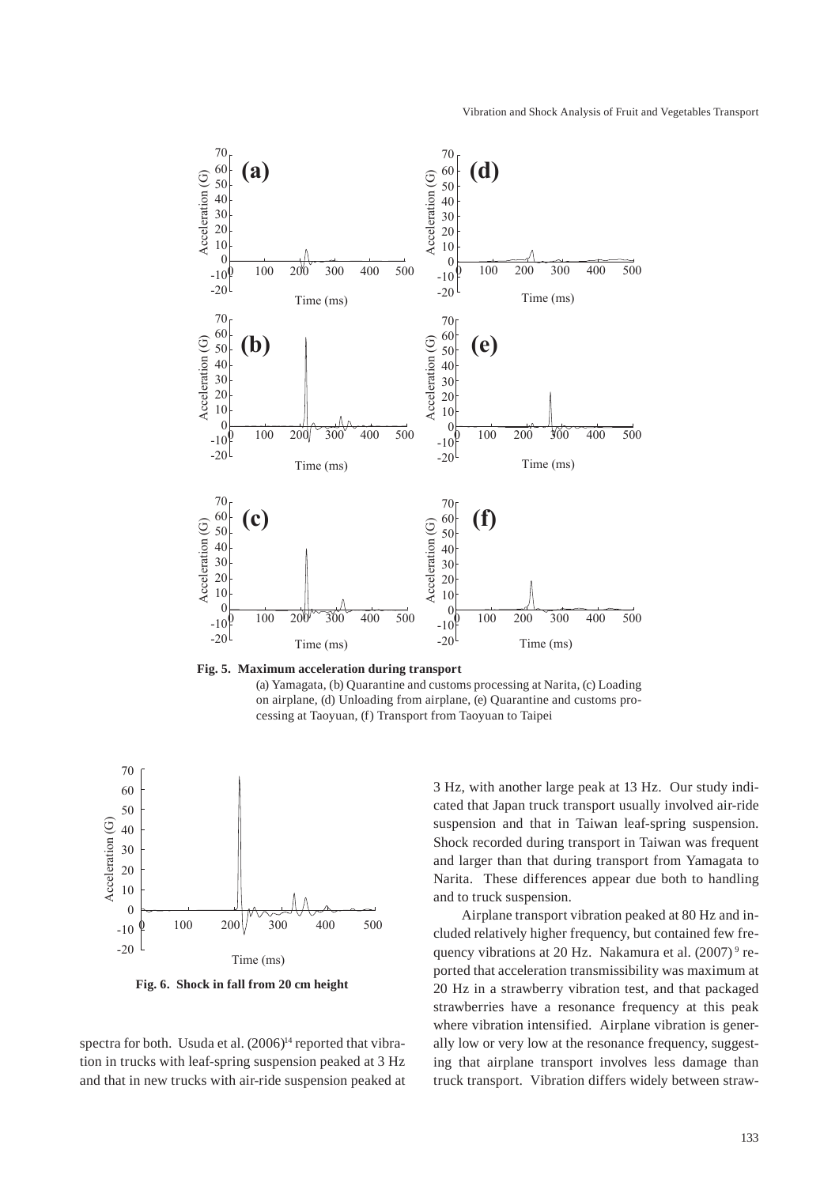**Fig. 5. Maximum acceleration during transport**

(a) Yamagata, (b) Quarantine and customs processing at Narita, (c) Loading on airplane, (d) Unloading from airplane, (e) Quarantine and customs processing at Taoyuan, (f) Transport from Taoyuan to Taipei

**Fig. 6. Shock in fall from 20 cm height**

spectra for both. Usuda et al. (2006)[14] reported that vibration in trucks with leaf-spring suspension peaked at 3 Hz and that in new trucks with air-ride suspension peaked at 3 Hz, with another large peak at 13 Hz. Our study indicated that Japan truck transport usually involved air-ride suspension and that in Taiwan leaf-spring suspension. Shock recorded during transport in Taiwan was frequent and larger than that during transport from Yamagata to Narita. These differences appear due both to handling and to truck suspension.

Airplane transport vibration peaked at 80 Hz and included relatively higher frequency, but contained few frequency vibrations at 20 Hz. Nakamura et al. (2007)[9] reported that acceleration transmissibility was maximum at 20 Hz in a strawberry vibration test, and that packaged strawberries have a resonance frequency at this peak where vibration intensified. Airplane vibration is generally low or very low at the resonance frequency, suggesting that airplane transport involves less damage than truck transport. Vibration differs widely between straw-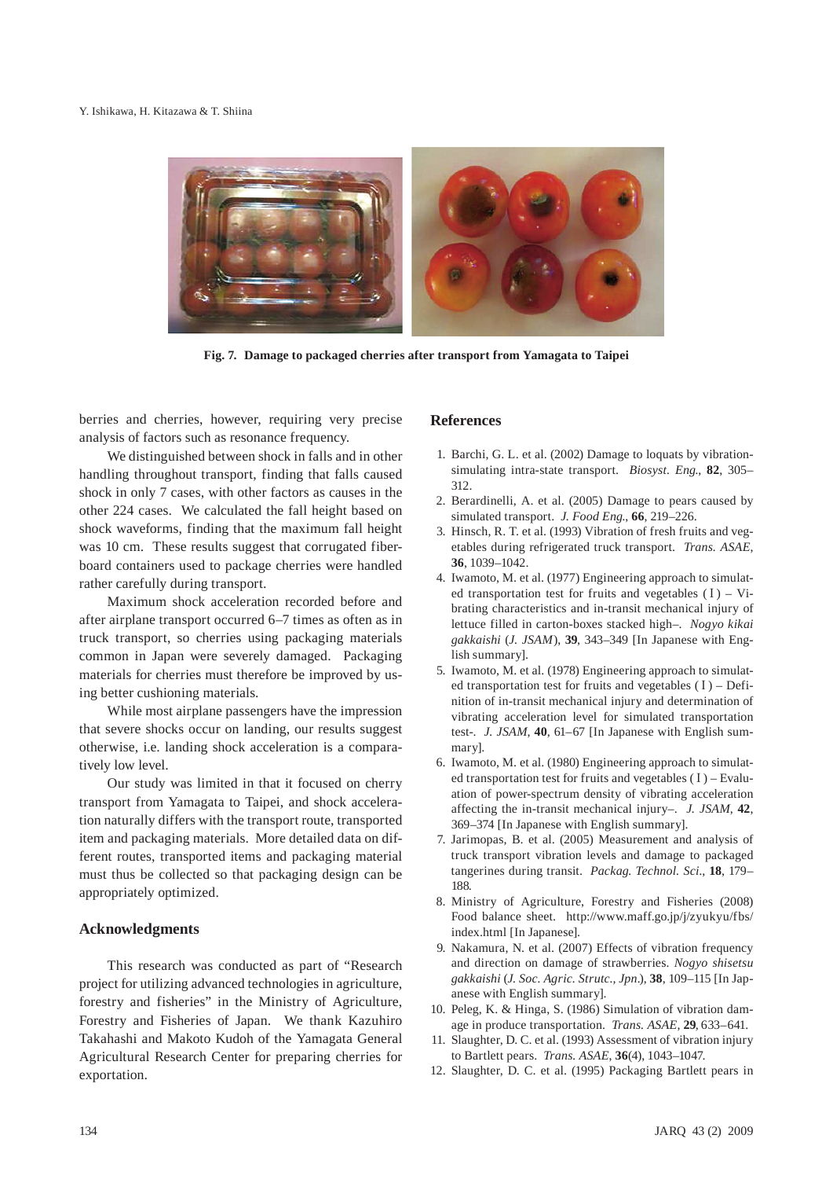Fig. 7. **Damage to packaged cherries after transport from Yamagata to Taipei**

berries and cherries, however, requiring very precise analysis of factors such as resonance frequency.

We distinguished between shock in falls and in other handling throughout transport, finding that falls caused shock in only 7 cases, with other factors as causes in the other 224 cases. We calculated the fall height based on shock waveforms, finding that the maximum fall height was 10 cm. These results suggest that corrugated fiberboard containers used to package cherries were handled rather carefully during transport.

Maximum shock acceleration recorded before and after airplane transport occurred 6–7 times as often as in truck transport, so cherries using packaging materials common in Japan were severely damaged. Packaging materials for cherries must therefore be improved by using better cushioning materials.

While most airplane passengers have the impression that severe shocks occur on landing, our results suggest otherwise, i.e. landing shock acceleration is a comparatively low level.

Our study was limited in that it focused on cherry transport from Yamagata to Taipei, and shock acceleration naturally differs with the transport route, transported item and packaging materials. More detailed data on different routes, transported items and packaging material must thus be collected so that packaging design can be appropriately optimized.

## Acknowledgments

This research was conducted as part of "Research project for utilizing advanced technologies in agriculture, forestry and fisheries" in the Ministry of Agriculture, Forestry and Fisheries of Japan. We thank Kazuhiro Takahashi and Makoto Kudoh of the Yamagata General Agricultural Research Center for preparing cherries for exportation.

## References

1. Barchi, G. L. et al. (2002) Damage to loquats by vibration-simulating intra-state transport. *Biosyst. Eng.*, **82**, 305–312.
2. Berardinelli, A. et al. (2005) Damage to pears caused by simulated transport. *J. Food Eng.*, **66**, 219–226.
3. Hinsch, R. T. et al. (1993) Vibration of fresh fruits and vegetables during refrigerated truck transport. *Trans. ASAE*, **36**, 1039–1042.
4. Iwamoto, M. et al. (1977) Engineering approach to simulated transportation test for fruits and vegetables ( I ) – Vibrating characteristics and in-transit mechanical injury of lettuce filled in carton-boxes stacked high–. *Nogyo kikai gakkaishi* (*J. JSAM*), **39**, 343–349 [In Japanese with English summary].
5. Iwamoto, M. et al. (1978) Engineering approach to simulated transportation test for fruits and vegetables ( I ) – Definition of in-transit mechanical injury and determination of vibrating acceleration level for simulated transportation test-. *J. JSAM*, **40**, 61–67 [In Japanese with English summary].
6. Iwamoto, M. et al. (1980) Engineering approach to simulated transportation test for fruits and vegetables ( I ) – Evaluation of power-spectrum density of vibrating acceleration affecting the in-transit mechanical injury–. *J. JSAM*, **42**, 369–374 [In Japanese with English summary].
7. Jarimopas, B. et al. (2005) Measurement and analysis of truck transport vibration levels and damage to packaged tangerines during transit. *Packag. Technol. Sci*., **18**, 179–188.
8. Ministry of Agriculture, Forestry and Fisheries (2008) Food balance sheet. http://www.maff.go.jp/j/zyukyu/fbs/index.html [In Japanese].
9. Nakamura, N. et al. (2007) Effects of vibration frequency and direction on damage of strawberries. *Nogyo shisetsu gakkaishi* (*J. Soc. Agric. Strutc., Jpn*.), **38**, 109–115 [In Japanese with English summary].
10. Peleg, K. & Hinga, S. (1986) Simulation of vibration damage in produce transportation. *Trans. ASAE*, **29**, 633–641.
11. Slaughter, D. C. et al. (1993) Assessment of vibration injury to Bartlett pears. *Trans. ASAE*, **36**(4), 1043–1047.
12. Slaughter, D. C. et al. (1995) Packaging Bartlett pears in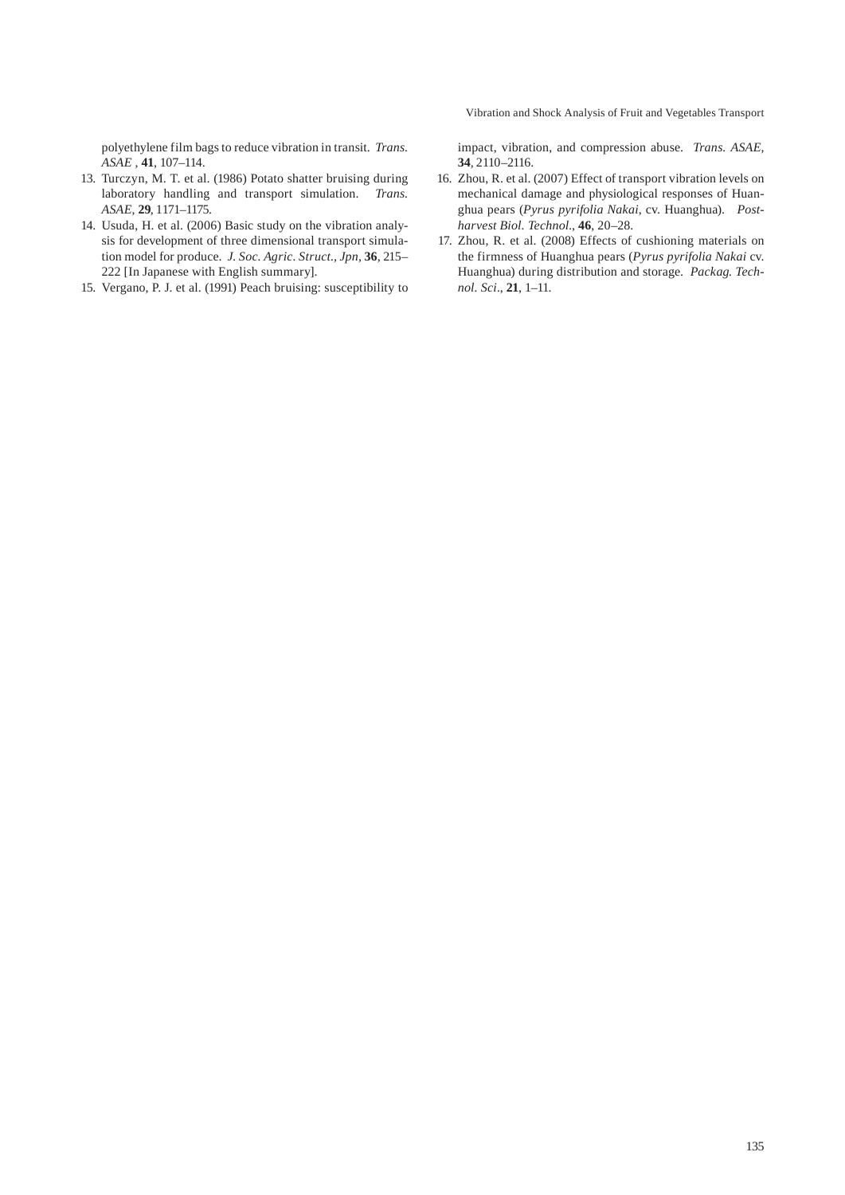polyethylene film bags to reduce vibration in transit. *Trans. ASAE* , **41**, 107–114.

13. Turczyn, M. T. et al. (1986) Potato shatter bruising during laboratory handling and transport simulation. *Trans. ASAE*, **29**, 1171–1175.
14. Usuda, H. et al. (2006) Basic study on the vibration analysis for development of three dimensional transport simulation model for produce. *J. Soc. Agric. Struct., Jpn*, **36**, 215–222 [In Japanese with English summary].
15. Vergano, P. J. et al. (1991) Peach bruising: susceptibility to impact, vibration, and compression abuse. *Trans. ASAE*, **34**, 2110–2116.
16. Zhou, R. et al. (2007) Effect of transport vibration levels on mechanical damage and physiological responses of Huanghua pears (*Pyrus pyrifolia Nakai*, cv. Huanghua). *Postharvest Biol. Technol.*, **46**, 20–28.
17. Zhou, R. et al. (2008) Effects of cushioning materials on the firmness of Huanghua pears (*Pyrus pyrifolia Nakai* cv. Huanghua) during distribution and storage. *Packag. Technol. Sci.*, **21**, 1–11.